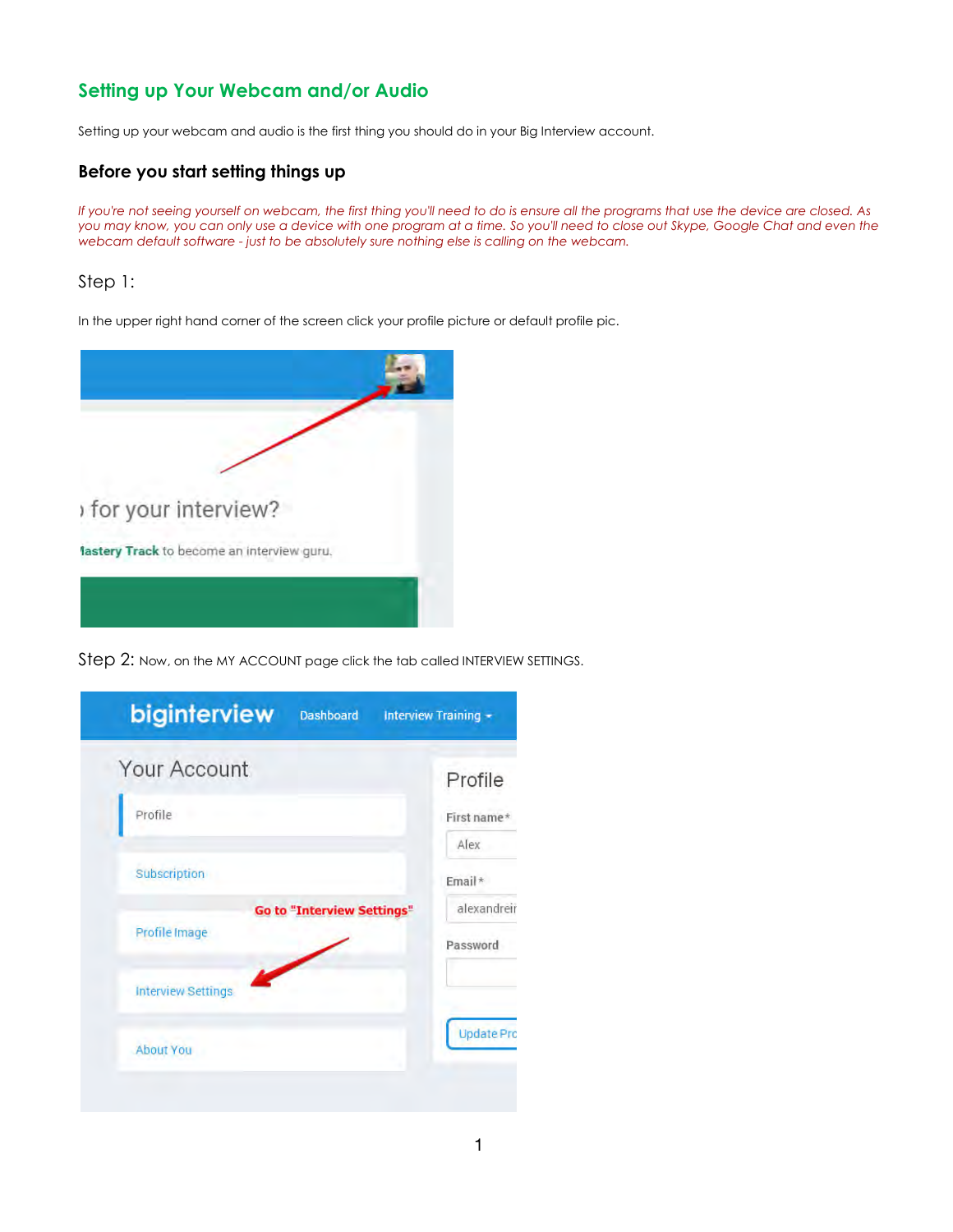## Setting up Your Webcam and/or Audio

Setting up your webcam and audio is the first thing you should do in your Big Interview account.

### Before you start setting things up

*If you're not seeing yourself on webcam, the first thing you'll need to do is ensure all the programs that use the device are closed. As you may know, you can only use a device with one program at a time. So you'll need to close out Skype, Google Chat and even the webcam default software - just to be absolutely sure nothing else is calling on the webcam.*

### Step 1:

In the upper right hand corner of the screen click your profile picture or default profile pic.

### Step 2: Now, on the MY ACCOUNT page click the tab called INTERVIEW SETTINGS.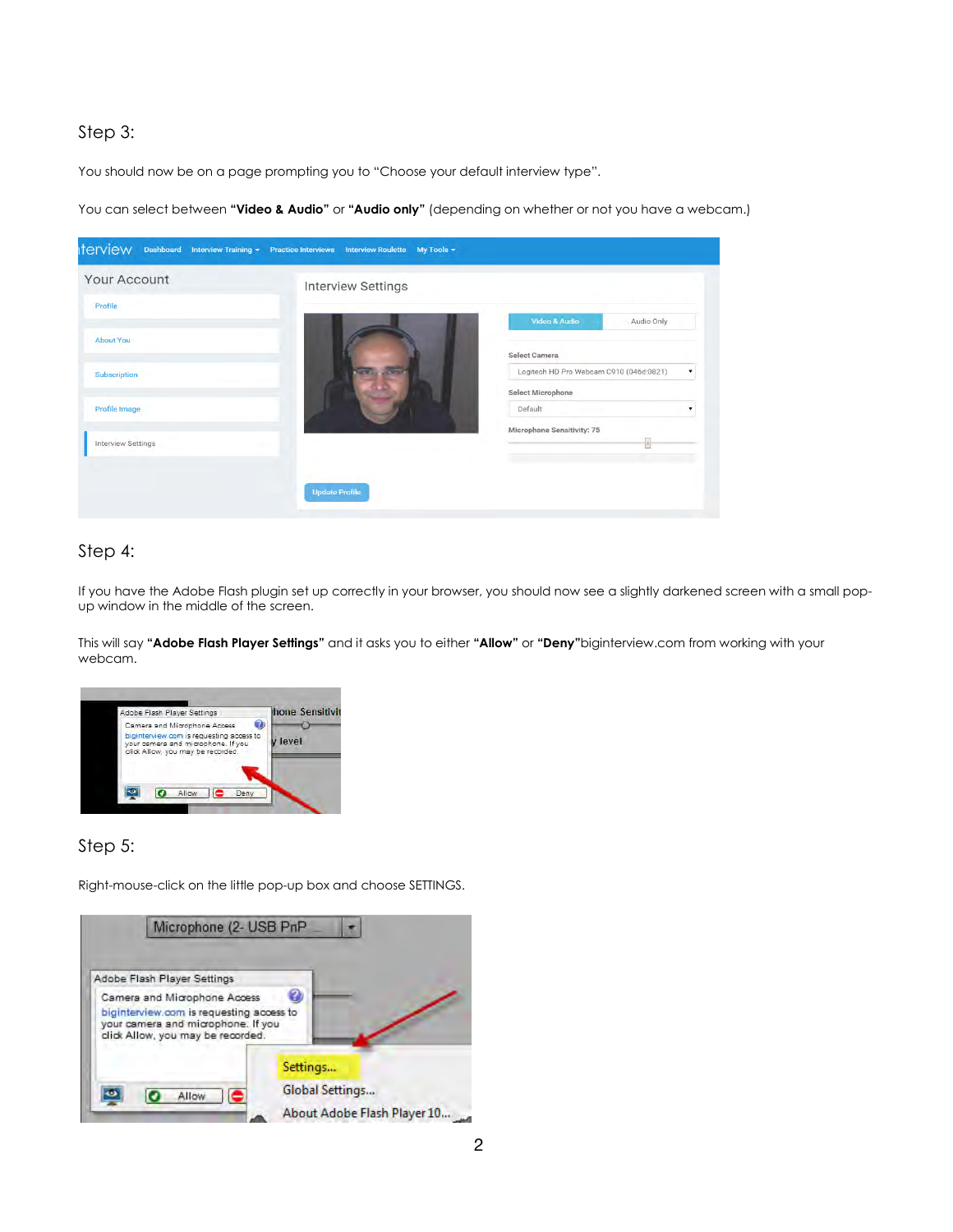## Step 3:

You should now be on a page prompting you to "Choose your default interview type".

You can select between **"Video & Audio"** or **"Audio only"** (depending on whether or not you have a webcam.)

## Step 4:

If you have the Adobe Flash plugin set up correctly in your browser, you should now see a slightly darkened screen with a small pop-up window in the middle of the screen.

This will say **"Adobe Flash Player Settings"** and it asks you to either **"Allow"** or **"Deny"**biginterview.com from working with your webcam.

## Step 5:

Right-mouse-click on the little pop-up box and choose SETTINGS.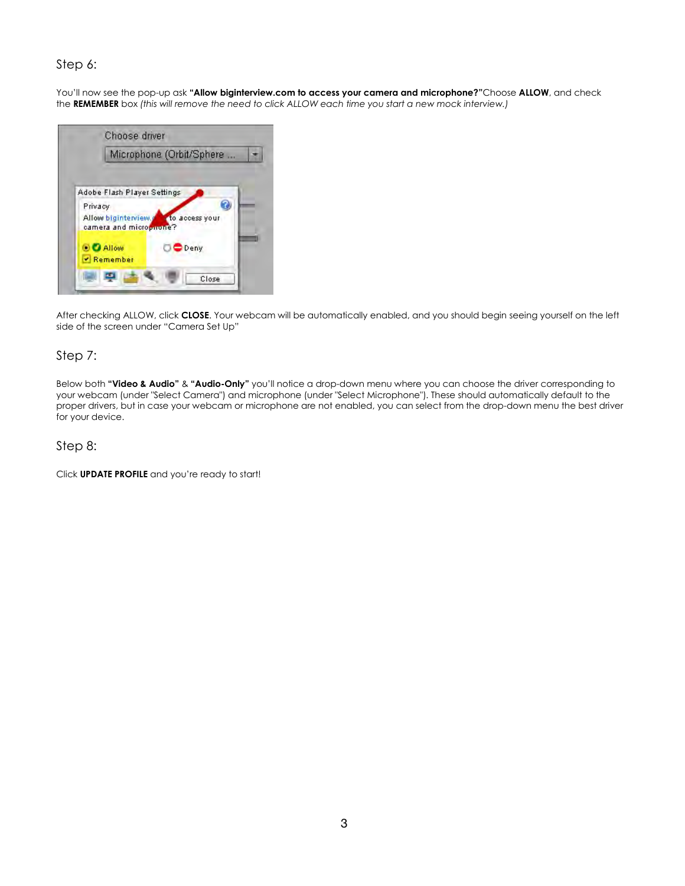## Step 6:

You'll now see the pop-up ask **"Allow biginterview.com to access your camera and microphone?"**Choose **ALLOW**, and check the **REMEMBER** box *(this will remove the need to click ALLOW each time you start a new mock interview.)*

After checking ALLOW, click **CLOSE**. Your webcam will be automatically enabled, and you should begin seeing yourself on the left side of the screen under "Camera Set Up"

## Step 7:

Below both **"Video & Audio"** & **"Audio-Only"** you'll notice a drop-down menu where you can choose the driver corresponding to your webcam (under "Select Camera") and microphone (under "Select Microphone"). These should automatically default to the proper drivers, but in case your webcam or microphone are not enabled, you can select from the drop-down menu the best driver for your device.

## Step 8:

Click **UPDATE PROFILE** and you're ready to start!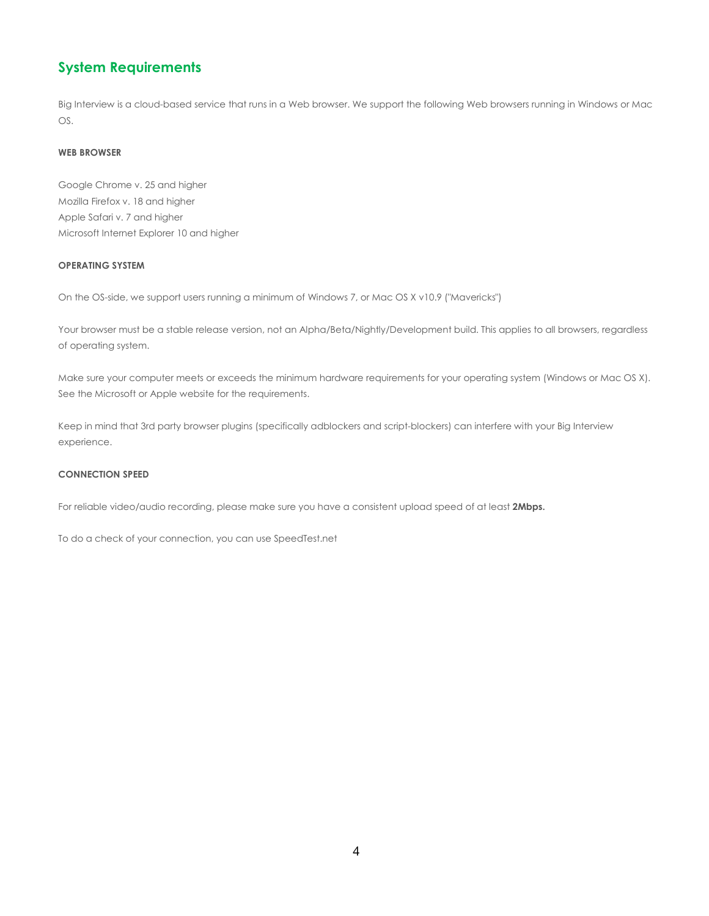## System Requirements

Big Interview is a cloud-based service that runs in a Web browser. We support the following Web browsers running in Windows or Mac OS.

#### WEB BROWSER

Google Chrome v. 25 and higher
Mozilla Firefox v. 18 and higher
Apple Safari v. 7 and higher
Microsoft Internet Explorer 10 and higher

#### OPERATING SYSTEM

On the OS-side, we support users running a minimum of Windows 7, or Mac OS X v10.9 ("Mavericks")

Your browser must be a stable release version, not an Alpha/Beta/Nightly/Development build. This applies to all browsers, regardless of operating system.

Make sure your computer meets or exceeds the minimum hardware requirements for your operating system (Windows or Mac OS X). See the Microsoft or Apple website for the requirements.

Keep in mind that 3rd party browser plugins (specifically adblockers and script-blockers) can interfere with your Big Interview experience.

#### CONNECTION SPEED

For reliable video/audio recording, please make sure you have a consistent upload speed of at least **2Mbps.**

To do a check of your connection, you can use SpeedTest.net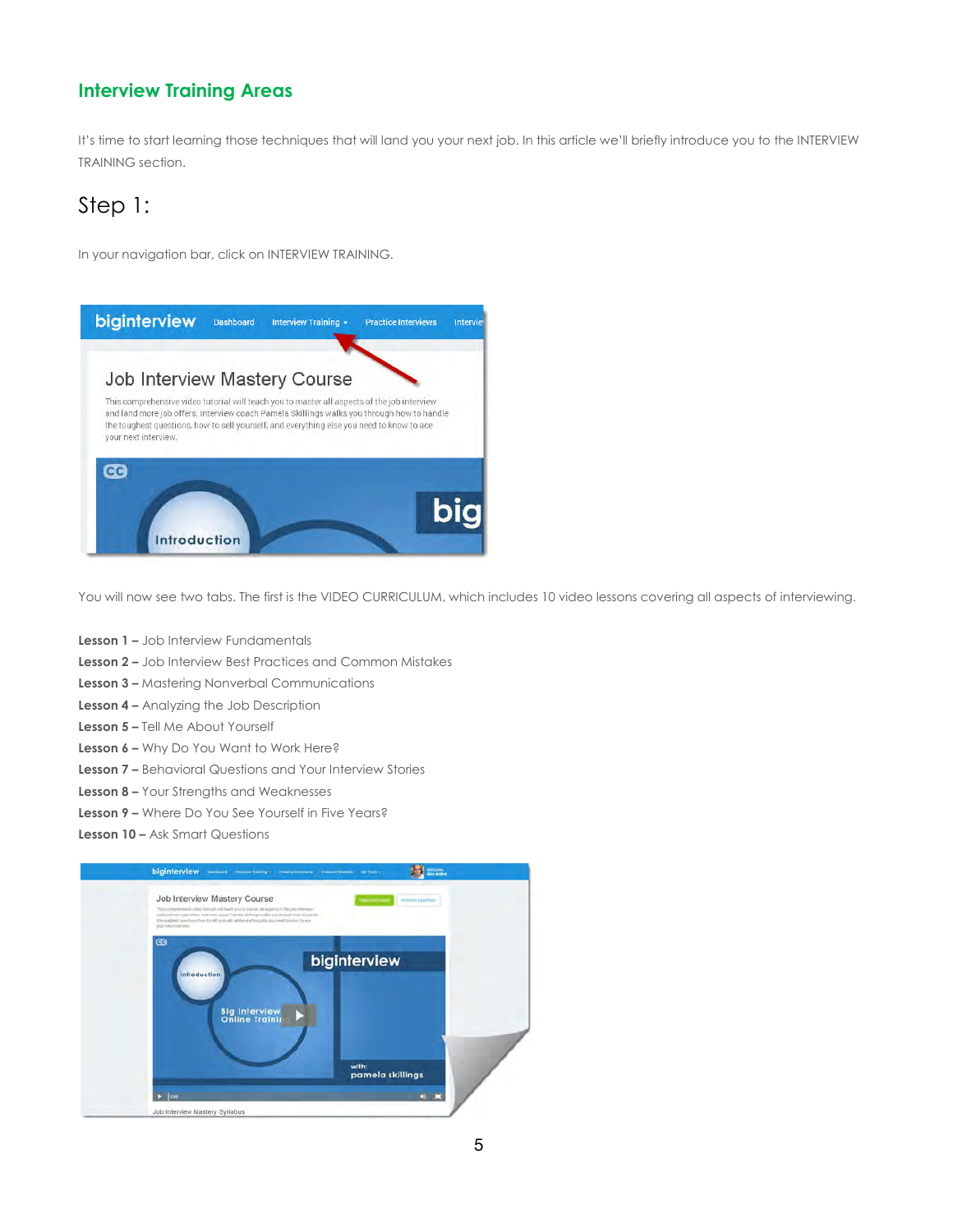## Interview Training Areas

It's time to start learning those techniques that will land you your next job. In this article we'll briefly introduce you to the INTERVIEW TRAINING section.

# Step 1:

In your navigation bar, click on INTERVIEW TRAINING.

You will now see two tabs. The first is the VIDEO CURRICULUM, which includes 10 video lessons covering all aspects of interviewing.

**Lesson 1 –** Job Interview Fundamentals
**Lesson 2 –** Job Interview Best Practices and Common Mistakes
**Lesson 3 –** Mastering Nonverbal Communications
**Lesson 4 –** Analyzing the Job Description
**Lesson 5 –** Tell Me About Yourself
**Lesson 6 –** Why Do You Want to Work Here?
**Lesson 7 –** Behavioral Questions and Your Interview Stories
**Lesson 8 –** Your Strengths and Weaknesses
**Lesson 9 –** Where Do You See Yourself in Five Years?
**Lesson 10 –** Ask Smart Questions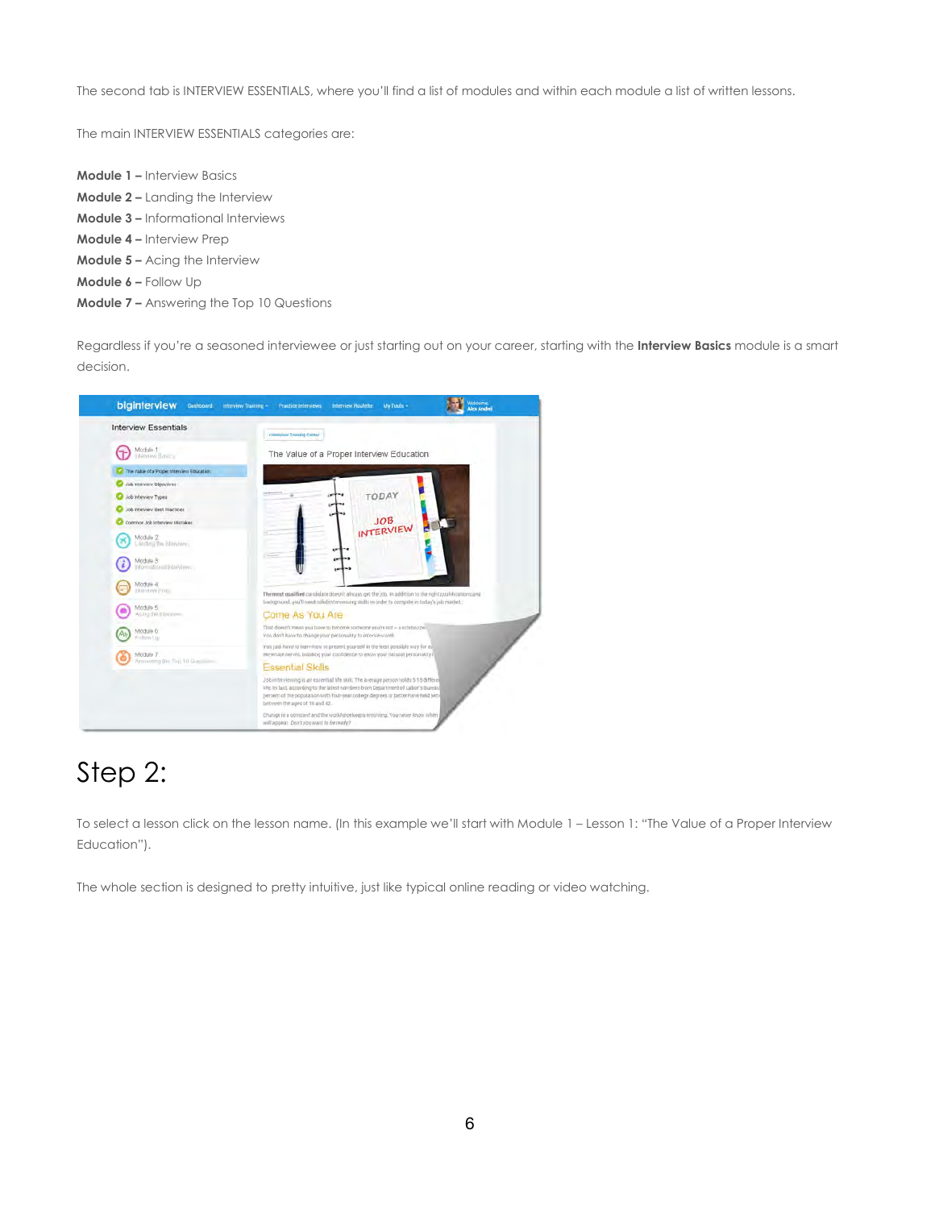The second tab is INTERVIEW ESSENTIALS, where you'll find a list of modules and within each module a list of written lessons.

The main INTERVIEW ESSENTIALS categories are:

**Module 1 –** Interview Basics
**Module 2 –** Landing the Interview
**Module 3 –** Informational Interviews
**Module 4 –** Interview Prep
**Module 5 –** Acing the Interview
**Module 6 –** Follow Up
**Module 7 –** Answering the Top 10 Questions

Regardless if you're a seasoned interviewee or just starting out on your career, starting with the **Interview Basics** module is a smart decision.

# Step 2:

To select a lesson click on the lesson name. (In this example we'll start with Module 1 – Lesson 1: "The Value of a Proper Interview Education").

The whole section is designed to pretty intuitive, just like typical online reading or video watching.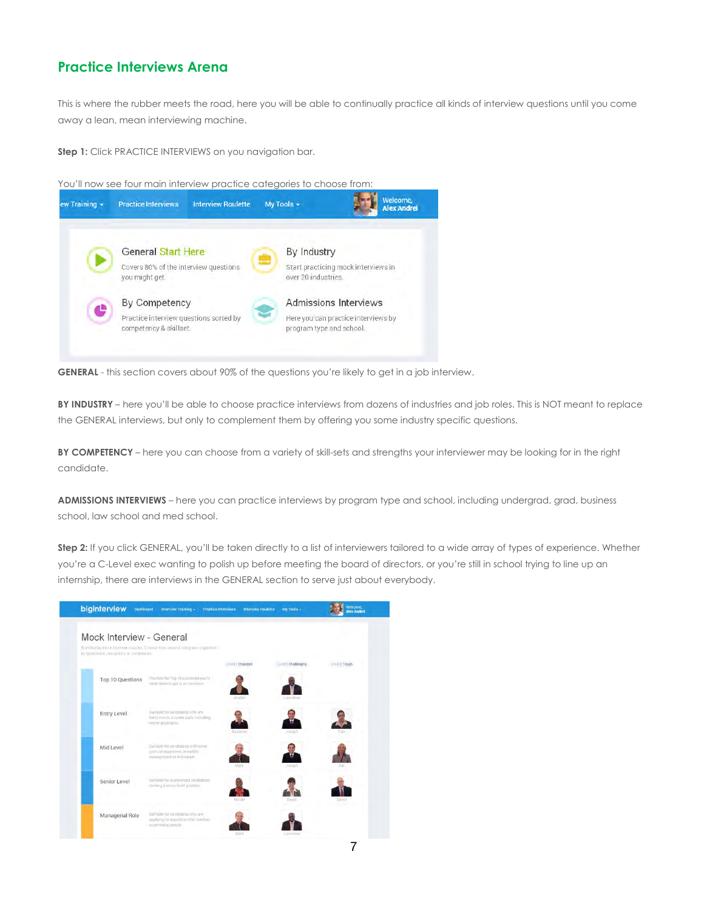## Practice Interviews Arena

This is where the rubber meets the road, here you will be able to continually practice all kinds of interview questions until you come away a lean, mean interviewing machine.

**Step 1:** Click PRACTICE INTERVIEWS on you navigation bar.

You'll now see four main interview practice categories to choose from:

**GENERAL** - this section covers about 90% of the questions you're likely to get in a job interview.

**BY INDUSTRY** – here you'll be able to choose practice interviews from dozens of industries and job roles. This is NOT meant to replace the GENERAL interviews, but only to complement them by offering you some industry specific questions.

**BY COMPETENCY** – here you can choose from a variety of skill-sets and strengths your interviewer may be looking for in the right candidate.

**ADMISSIONS INTERVIEWS** – here you can practice interviews by program type and school, including undergrad, grad, business school, law school and med school.

**Step 2:** If you click GENERAL, you'll be taken directly to a list of interviewers tailored to a wide array of types of experience. Whether you're a C-Level exec wanting to polish up before meeting the board of directors, or you're still in school trying to line up an internship, there are interviews in the GENERAL section to serve just about everybody.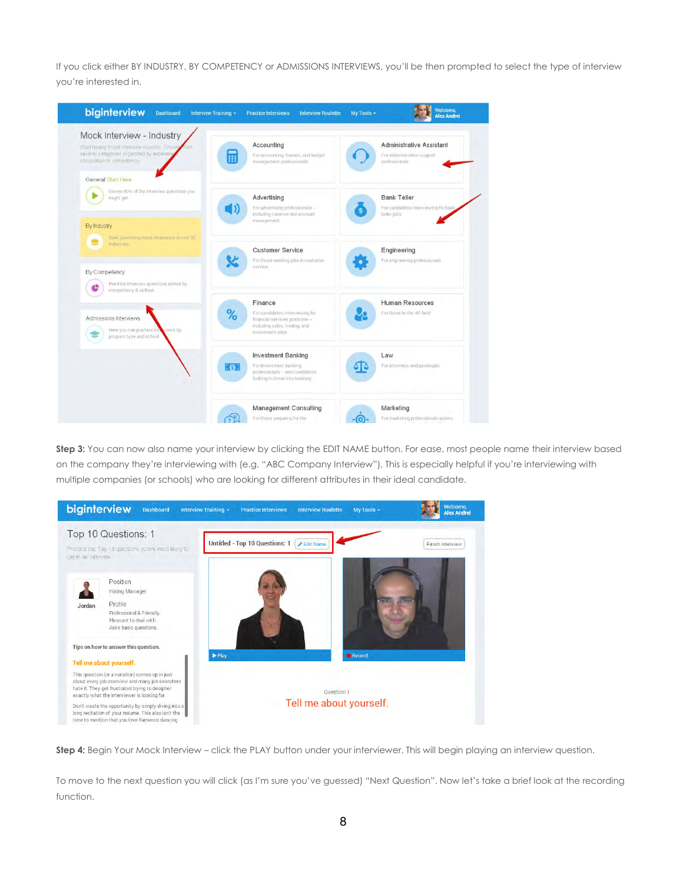If you click either BY INDUSTRY, BY COMPETENCY or ADMISSIONS INTERVIEWS, you'll be then prompted to select the type of interview you're interested in.

**Step 3:** You can now also name your interview by clicking the EDIT NAME button. For ease, most people name their interview based on the company they're interviewing with (e.g. "ABC Company Interview"). This is especially helpful if you're interviewing with multiple companies (or schools) who are looking for different attributes in their ideal candidate.

**Step 4:** Begin Your Mock Interview – click the PLAY button under your interviewer. This will begin playing an interview question.

To move to the next question you will click (as I'm sure you've guessed) "Next Question". Now let's take a brief look at the recording function.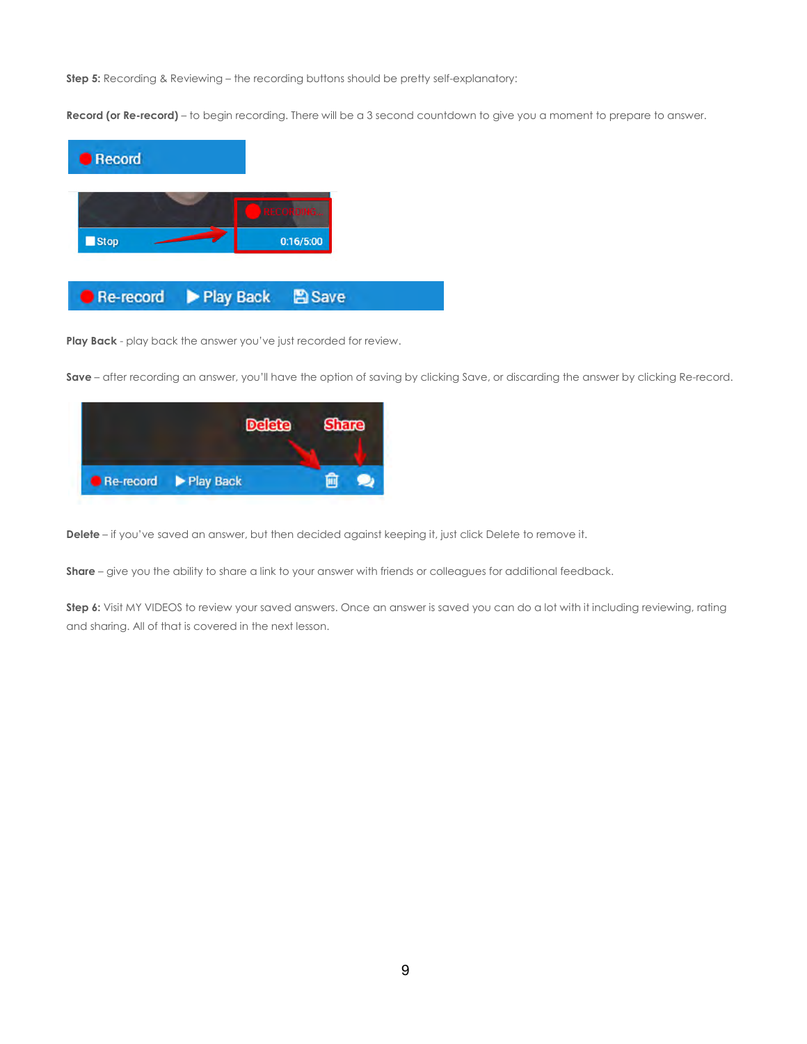**Step 5:** Recording & Reviewing – the recording buttons should be pretty self-explanatory:

**Record (or Re-record)** – to begin recording. There will be a 3 second countdown to give you a moment to prepare to answer.

**Play Back** - play back the answer you've just recorded for review.

**Save** – after recording an answer, you'll have the option of saving by clicking Save, or discarding the answer by clicking Re-record.

**Delete** – if you've saved an answer, but then decided against keeping it, just click Delete to remove it.

**Share** – give you the ability to share a link to your answer with friends or colleagues for additional feedback.

**Step 6:** Visit MY VIDEOS to review your saved answers. Once an answer is saved you can do a lot with it including reviewing, rating and sharing. All of that is covered in the next lesson.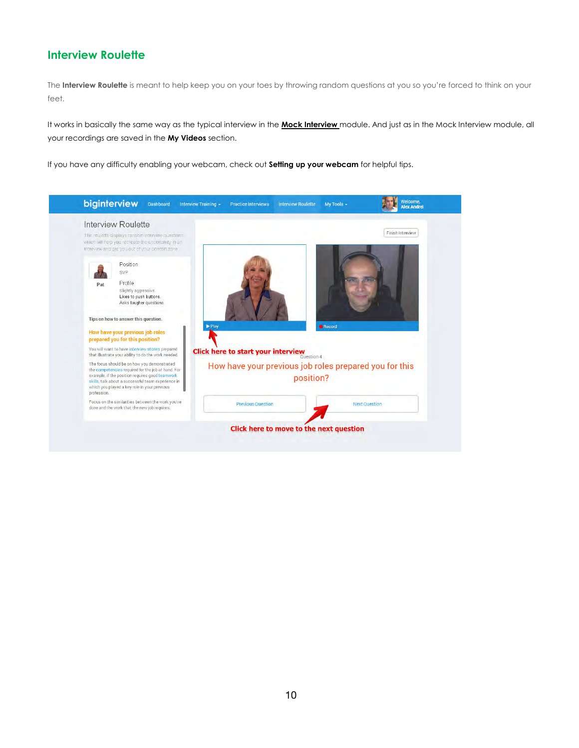## Interview Roulette

The **Interview Roulette** is meant to help keep you on your toes by throwing random questions at you so you're forced to think on your feet.

It works in basically the same way as the typical interview in the **Mock Interview** module. And just as in the Mock Interview module, all your recordings are saved in the **My Videos** section.

If you have any difficulty enabling your webcam, check out **Setting up your webcam** for helpful tips.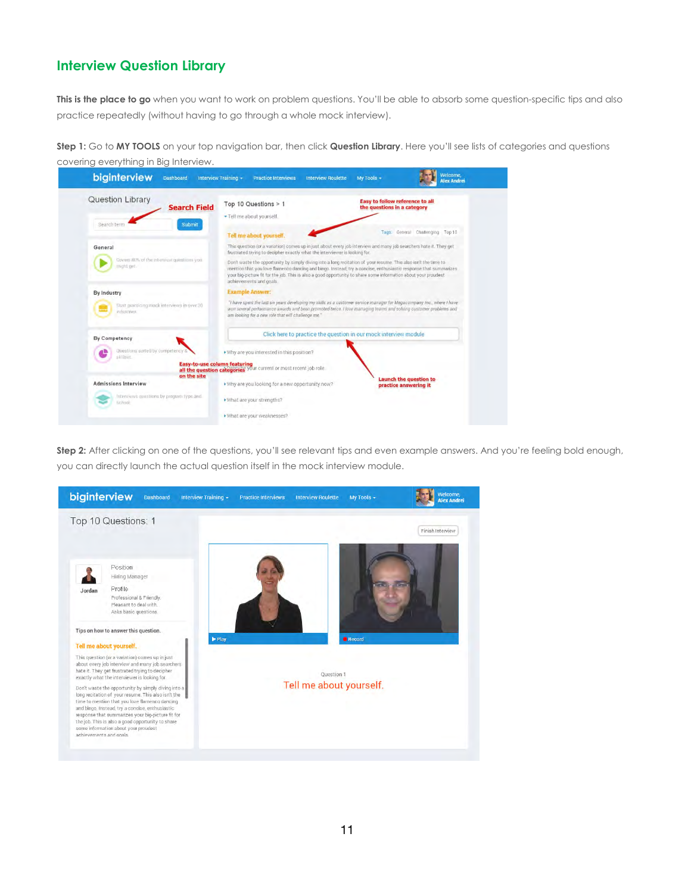## Interview Question Library

**This is the place to go** when you want to work on problem questions. You'll be able to absorb some question-specific tips and also practice repeatedly (without having to go through a whole mock interview).

**Step 1:** Go to **MY TOOLS** on your top navigation bar, then click **Question Library**. Here you'll see lists of categories and questions covering everything in Big Interview.

**Step 2:** After clicking on one of the questions, you'll see relevant tips and even example answers. And you're feeling bold enough, you can directly launch the actual question itself in the mock interview module.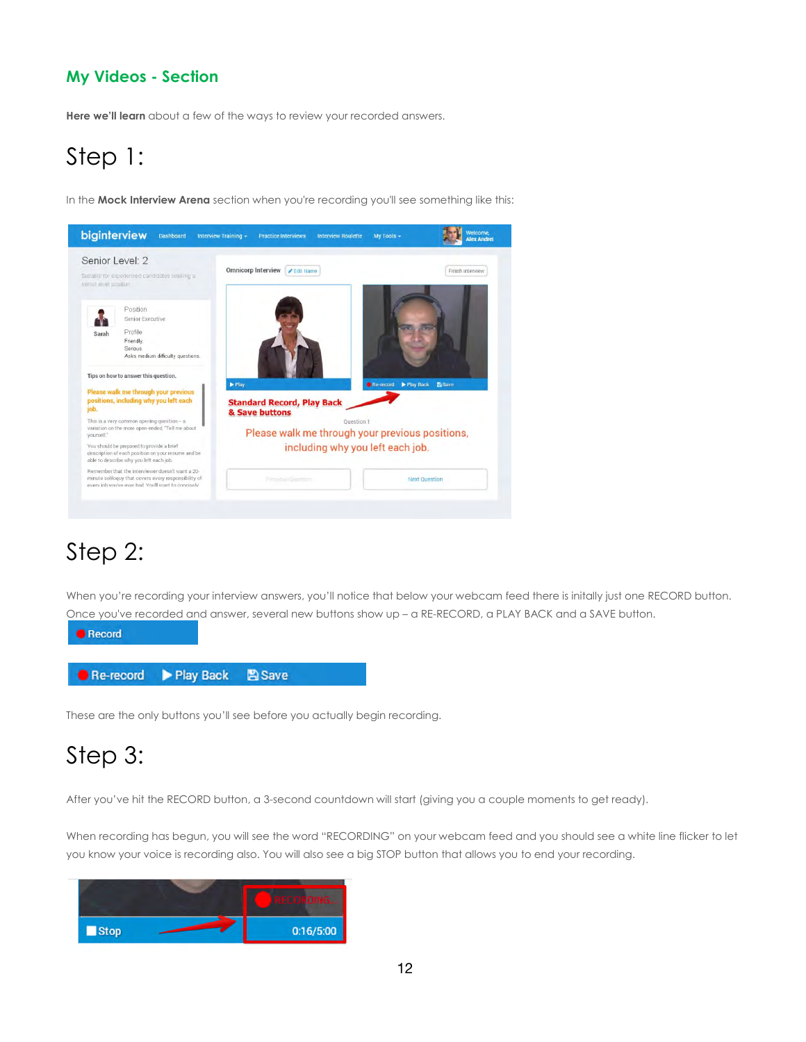## My Videos - Section

**Here we'll learn** about a few of the ways to review your recorded answers.

# Step 1:

In the **Mock Interview Arena** section when you're recording you'll see something like this:

# Step 2:

When you're recording your interview answers, you'll notice that below your webcam feed there is initally just one RECORD button. Once you've recorded and answer, several new buttons show up – a RE-RECORD, a PLAY BACK and a SAVE button.

These are the only buttons you'll see before you actually begin recording.

# Step 3:

After you've hit the RECORD button, a 3-second countdown will start (giving you a couple moments to get ready).

When recording has begun, you will see the word "RECORDING" on your webcam feed and you should see a white line flicker to let you know your voice is recording also. You will also see a big STOP button that allows you to end your recording.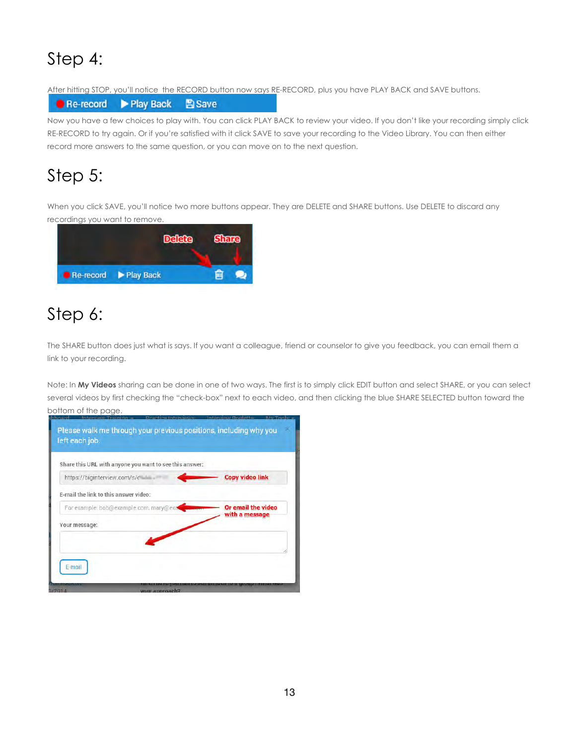# Step 4:

After hitting STOP, you'll notice the RECORD button now says RE-RECORD, plus you have PLAY BACK and SAVE buttons.

Now you have a few choices to play with. You can click PLAY BACK to review your video. If you don't like your recording simply click RE-RECORD to try again. Or if you're satisfied with it click SAVE to save your recording to the Video Library. You can then either record more answers to the same question, or you can move on to the next question.

# Step 5:

When you click SAVE, you'll notice two more buttons appear. They are DELETE and SHARE buttons. Use DELETE to discard any recordings you want to remove.

# Step 6:

The SHARE button does just what is says. If you want a colleague, friend or counselor to give you feedback, you can email them a link to your recording.

Note: In **My Videos** sharing can be done in one of two ways. The first is to simply click EDIT button and select SHARE, or you can select several videos by first checking the "check-box" next to each video, and then clicking the blue SHARE SELECTED button toward the bottom of the page.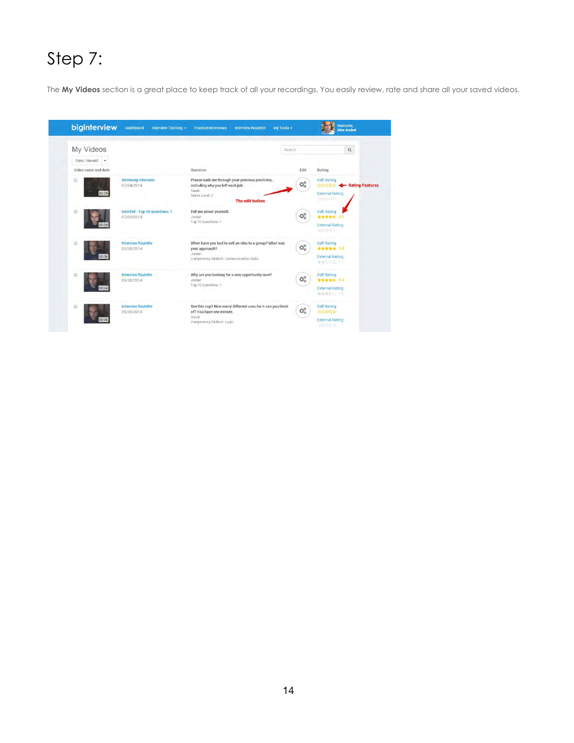# Step 7:

The **My Videos** section is a great place to keep track of all your recordings. You easily review, rate and share all your saved videos.